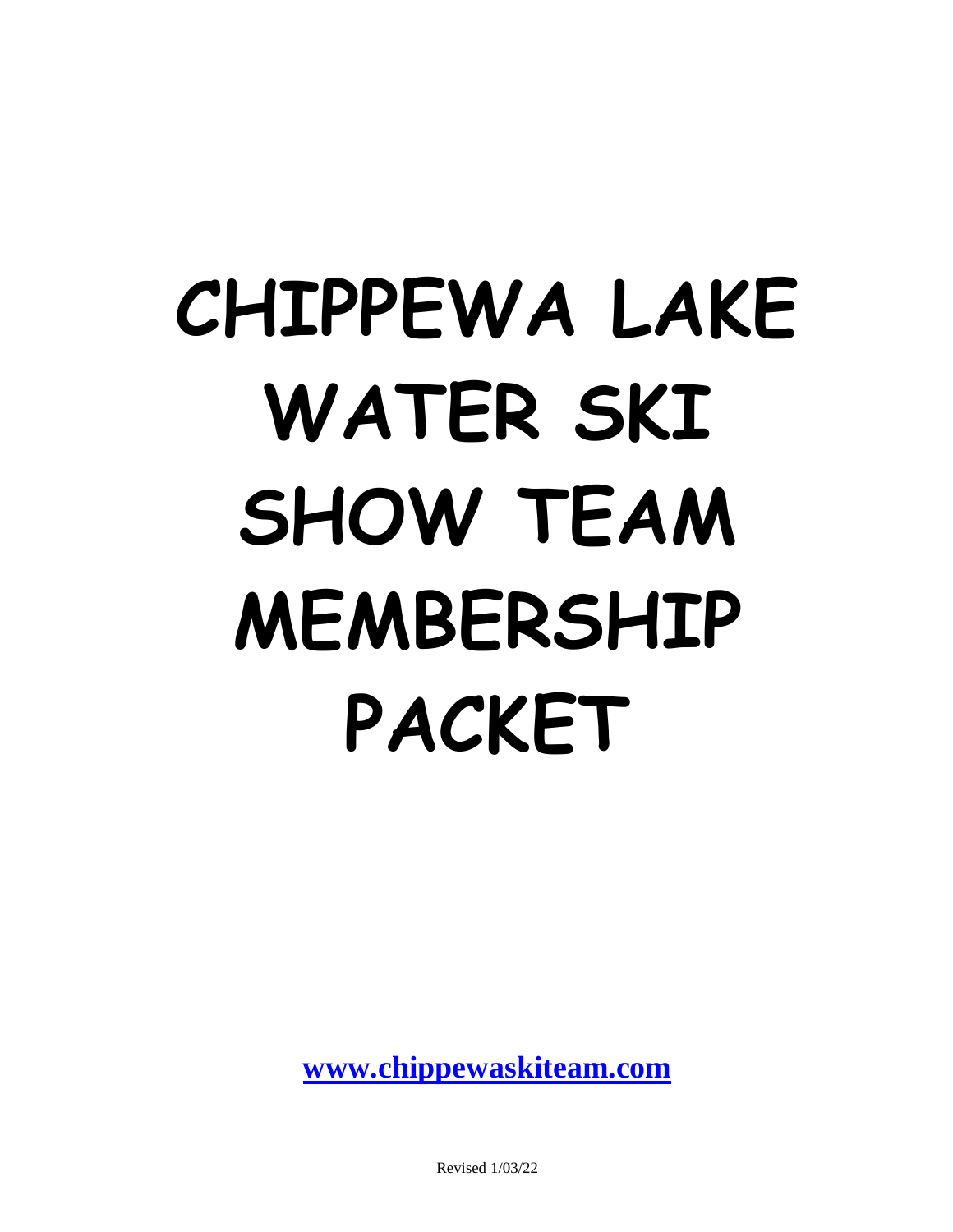# CHIPPEWA LAKE WATER SKI SHOW TEAM MEMBERSHIP PACKET

**[www.chippewaskiteam.com](http://www.chippewaskiteam.com)**

Revised 1/03/22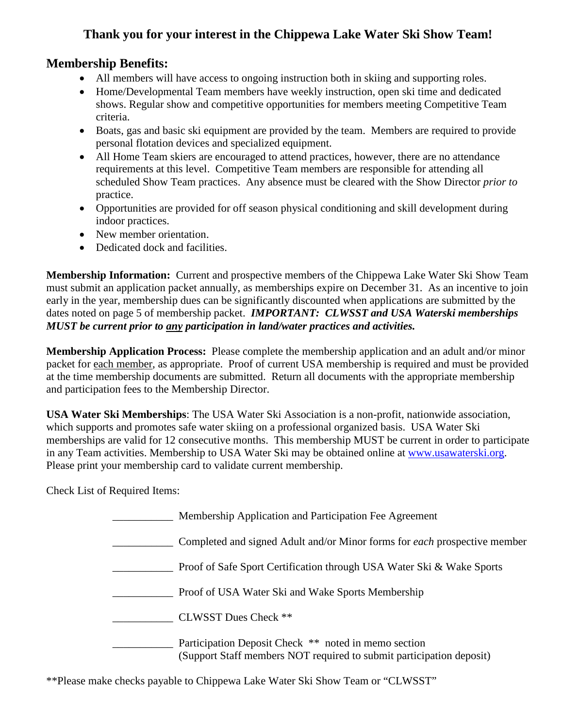## Thank you for your interest in the Chippewa Lake Water Ski Show Team!

### Membership Benefits:

- All members will have access to ongoing instruction both in skiing and supporting roles.
- Home/Developmental Team members have weekly instruction, open ski time and dedicated shows. Regular show and competitive opportunities for members meeting Competitive Team criteria.
- Boats, gas and basic ski equipment are provided by the team. Members are required to provide personal flotation devices and specialized equipment.
- All Home Team skiers are encouraged to attend practices, however, there are no attendance requirements at this level. Competitive Team members are responsible for attending all scheduled Show Team practices. Any absence must be cleared with the Show Director *prior to* practice.
- Opportunities are provided for off season physical conditioning and skill development during indoor practices.
- New member orientation.
- Dedicated dock and facilities.

**Membership Information:** Current and prospective members of the Chippewa Lake Water Ski Show Team must submit an application packet annually, as memberships expire on December 31. As an incentive to join early in the year, membership dues can be significantly discounted when applications are submitted by the dates noted on page 5 of membership packet. ***IMPORTANT: CLWSST and USA Waterski memberships MUST be current prior to any participation in land/water practices and activities.***

**Membership Application Process:** Please complete the membership application and an adult and/or minor packet for each member, as appropriate. Proof of current USA membership is required and must be provided at the time membership documents are submitted. Return all documents with the appropriate membership and participation fees to the Membership Director.

**USA Water Ski Memberships**: The USA Water Ski Association is a non-profit, nationwide association, which supports and promotes safe water skiing on a professional organized basis. USA Water Ski memberships are valid for 12 consecutive months. This membership MUST be current in order to participate in any Team activities. Membership to USA Water Ski may be obtained online at www.usawaterski.org. Please print your membership card to validate current membership.

Check List of Required Items:

___________ Membership Application and Participation Fee Agreement

___________ Completed and signed Adult and/or Minor forms for *each* prospective member

___________ Proof of Safe Sport Certification through USA Water Ski & Wake Sports

___________ Proof of USA Water Ski and Wake Sports Membership

___________ CLWSST Dues Check **

___________ Participation Deposit Check ** noted in memo section
(Support Staff members NOT required to submit participation deposit)

**Please make checks payable to Chippewa Lake Water Ski Show Team or "CLWSST"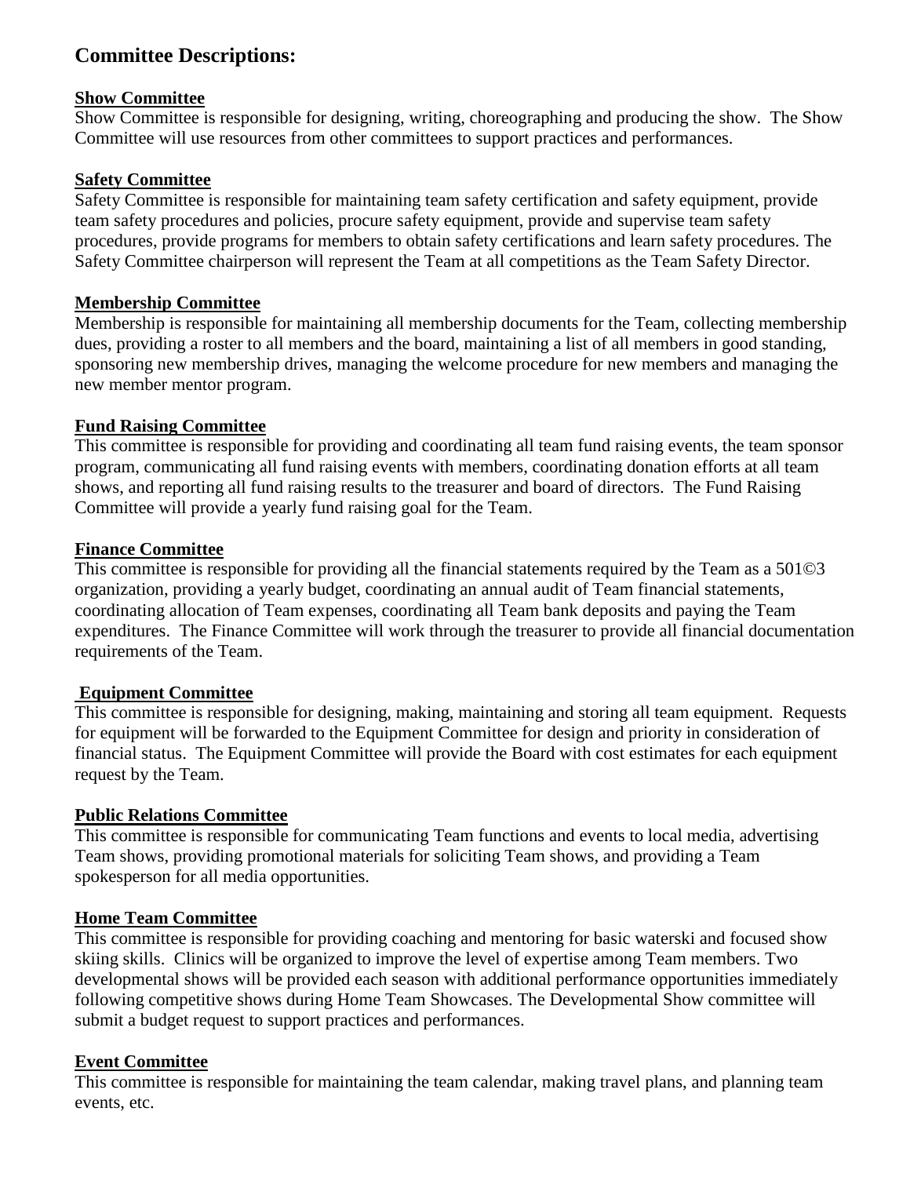## Committee Descriptions:

### Show Committee

Show Committee is responsible for designing, writing, choreographing and producing the show. The Show Committee will use resources from other committees to support practices and performances.

### Safety Committee

Safety Committee is responsible for maintaining team safety certification and safety equipment, provide team safety procedures and policies, procure safety equipment, provide and supervise team safety procedures, provide programs for members to obtain safety certifications and learn safety procedures. The Safety Committee chairperson will represent the Team at all competitions as the Team Safety Director.

### Membership Committee

Membership is responsible for maintaining all membership documents for the Team, collecting membership dues, providing a roster to all members and the board, maintaining a list of all members in good standing, sponsoring new membership drives, managing the welcome procedure for new members and managing the new member mentor program.

### Fund Raising Committee

This committee is responsible for providing and coordinating all team fund raising events, the team sponsor program, communicating all fund raising events with members, coordinating donation efforts at all team shows, and reporting all fund raising results to the treasurer and board of directors. The Fund Raising Committee will provide a yearly fund raising goal for the Team.

### Finance Committee

This committee is responsible for providing all the financial statements required by the Team as a 501©3 organization, providing a yearly budget, coordinating an annual audit of Team financial statements, coordinating allocation of Team expenses, coordinating all Team bank deposits and paying the Team expenditures. The Finance Committee will work through the treasurer to provide all financial documentation requirements of the Team.

### Equipment Committee

This committee is responsible for designing, making, maintaining and storing all team equipment. Requests for equipment will be forwarded to the Equipment Committee for design and priority in consideration of financial status. The Equipment Committee will provide the Board with cost estimates for each equipment request by the Team.

### Public Relations Committee

This committee is responsible for communicating Team functions and events to local media, advertising Team shows, providing promotional materials for soliciting Team shows, and providing a Team spokesperson for all media opportunities.

### Home Team Committee

This committee is responsible for providing coaching and mentoring for basic waterski and focused show skiing skills. Clinics will be organized to improve the level of expertise among Team members. Two developmental shows will be provided each season with additional performance opportunities immediately following competitive shows during Home Team Showcases. The Developmental Show committee will submit a budget request to support practices and performances.

### Event Committee

This committee is responsible for maintaining the team calendar, making travel plans, and planning team events, etc.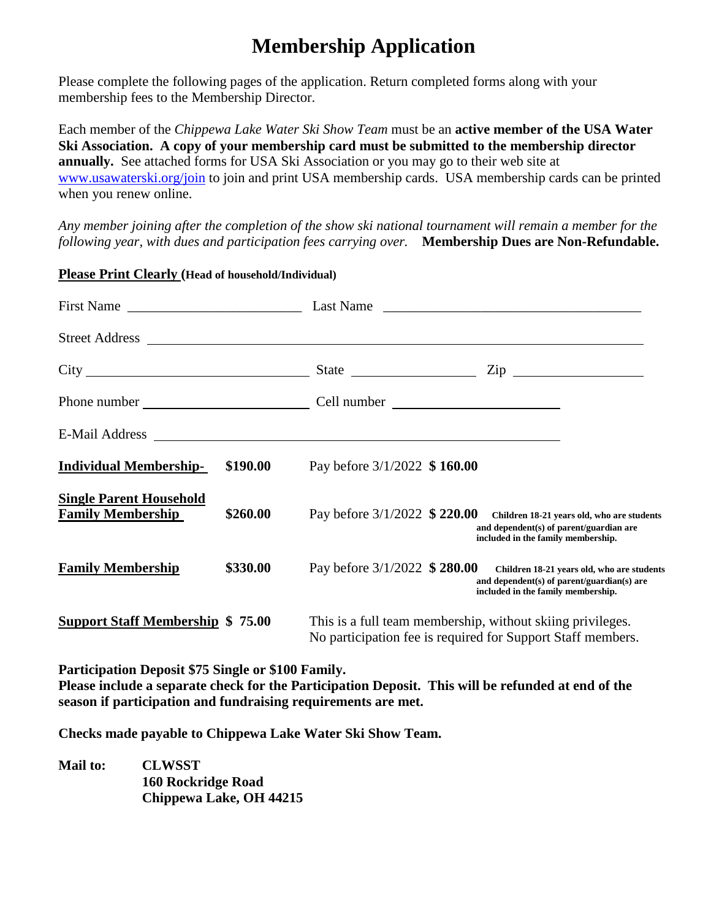# Membership Application

Please complete the following pages of the application. Return completed forms along with your membership fees to the Membership Director.

Each member of the *Chippewa Lake Water Ski Show Team* must be an **active member of the USA Water Ski Association. A copy of your membership card must be submitted to the membership director annually.** See attached forms for USA Ski Association or you may go to their web site at www.usawaterski.org/join to join and print USA membership cards. USA membership cards can be printed when you renew online.

*Any member joining after the completion of the show ski national tournament will remain a member for the following year, with dues and participation fees carrying over.* **Membership Dues are Non-Refundable.**

**Please Print Clearly (Head of household/Individual)**

First Name ________________________ Last Name ____________________________________

Street Address ______________________________________________________________________

City _____________________________ State ________________ Zip _________________

Phone number ______________________ Cell number ______________________

E-Mail Address _____________________________________________________

| | | | |
|---|---|---|---|
| **Individual Membership-** | **$190.00** | Pay before 3/1/2022 **$ 160.00** | |
| **Single Parent Household Family Membership** | **$260.00** | Pay before 3/1/2022 **$ 220.00** | **Children 18-21 years old, who are students and dependent(s) of parent/guardian are included in the family membership.** |
| **Family Membership** | **$330.00** | Pay before 3/1/2022 **$ 280.00** | **Children 18-21 years old, who are students and dependent(s) of parent/guardian(s) are included in the family membership.** |
| **Support Staff Membership** | **$ 75.00** | This is a full team membership, without skiing privileges. No participation fee is required for Support Staff members. | |

**Participation Deposit $75 Single or $100 Family.**
**Please include a separate check for the Participation Deposit. This will be refunded at end of the season if participation and fundraising requirements are met.**

**Checks made payable to Chippewa Lake Water Ski Show Team.**

**Mail to:** **CLWSST**
**160 Rockridge Road**
**Chippewa Lake, OH 44215**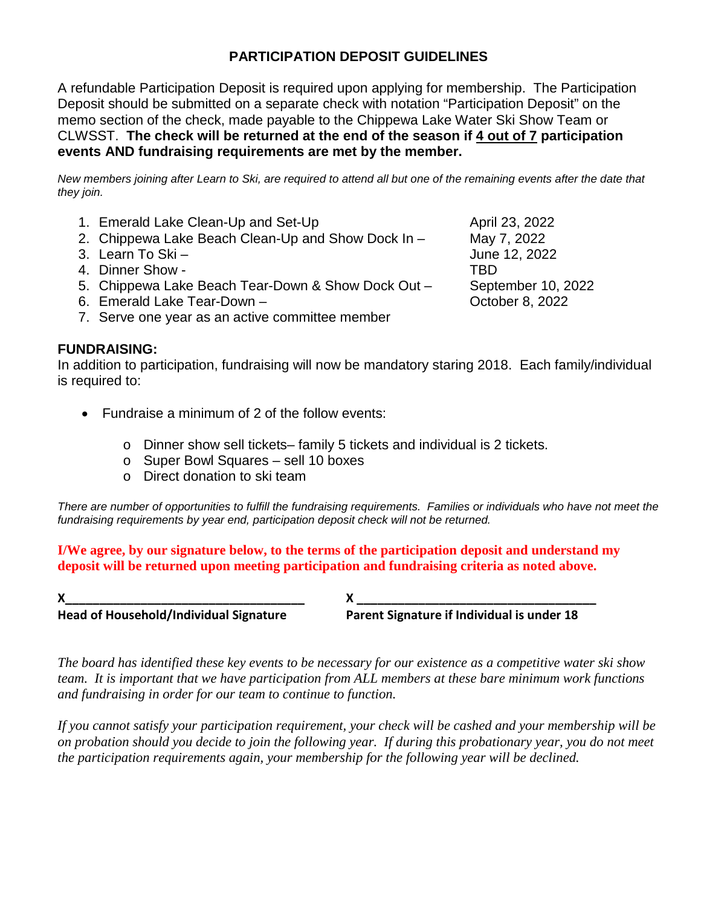# PARTICIPATION DEPOSIT GUIDELINES

A refundable Participation Deposit is required upon applying for membership. The Participation Deposit should be submitted on a separate check with notation "Participation Deposit" on the memo section of the check, made payable to the Chippewa Lake Water Ski Show Team or CLWSST. **The check will be returned at the end of the season if <u>4 out of 7</u> participation events AND fundraising requirements are met by the member.**

*New members joining after Learn to Ski, are required to attend all but one of the remaining events after the date that they join.*

| | |
|---|---|
| 1. Emerald Lake Clean-Up and Set-Up | April 23, 2022 |
| 2. Chippewa Lake Beach Clean-Up and Show Dock In – | May 7, 2022 |
| 3. Learn To Ski – | June 12, 2022 |
| 4. Dinner Show - | TBD |
| 5. Chippewa Lake Beach Tear-Down & Show Dock Out – | September 10, 2022 |
| 6. Emerald Lake Tear-Down – | October 8, 2022 |
| 7. Serve one year as an active committee member | |

## FUNDRAISING:

In addition to participation, fundraising will now be mandatory staring 2018. Each family/individual is required to:

- Fundraise a minimum of 2 of the follow events:
  - Dinner show sell tickets– family 5 tickets and individual is 2 tickets.
  - Super Bowl Squares – sell 10 boxes
  - Direct donation to ski team

*There are number of opportunities to fulfill the fundraising requirements. Families or individuals who have not meet the fundraising requirements by year end, participation deposit check will not be returned.*

**I/We agree, by our signature below, to the terms of the participation deposit and understand my deposit will be returned upon meeting participation and fundraising criteria as noted above.**

X\_\_\_\_\_\_\_\_\_\_\_\_\_\_\_\_\_\_\_\_\_\_\_\_\_\_\_\_\_\_\_\_\_\_\_\_
**Head of Household/Individual Signature**

X \_\_\_\_\_\_\_\_\_\_\_\_\_\_\_\_\_\_\_\_\_\_\_\_\_\_\_\_\_\_\_\_\_\_\_\_
**Parent Signature if Individual is under 18**

*The board has identified these key events to be necessary for our existence as a competitive water ski show team. It is important that we have participation from ALL members at these bare minimum work functions and fundraising in order for our team to continue to function.*

*If you cannot satisfy your participation requirement, your check will be cashed and your membership will be on probation should you decide to join the following year. If during this probationary year, you do not meet the participation requirements again, your membership for the following year will be declined.*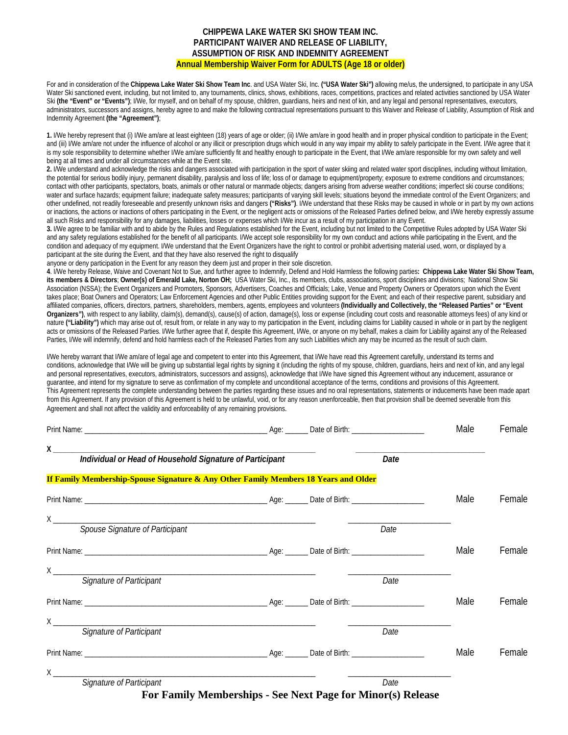**CHIPPEWA LAKE WATER SKI SHOW TEAM INC.**
**PARTICIPANT WAIVER AND RELEASE OF LIABILITY,**
**ASSUMPTION OF RISK AND INDEMNITY AGREEMENT**
**Annual Membership Waiver Form for ADULTS (Age 18 or older)**

For and in consideration of the **Chippewa Lake Water Ski Show Team Inc**. and USA Water Ski, Inc. **("USA Water Ski")** allowing me/us, the undersigned, to participate in any USA Water Ski sanctioned event, including, but not limited to, any tournaments, clinics, shows, exhibitions, races, competitions, practices and related activities sanctioned by USA Water Ski **(the "Event" or "Events")**; I/We, for myself, and on behalf of my spouse, children, guardians, heirs and next of kin, and any legal and personal representatives, executors, administrators, successors and assigns, hereby agree to and make the following contractual representations pursuant to this Waiver and Release of Liability, Assumption of Risk and Indemnity Agreement **(the "Agreement")**;

**1.** I/We hereby represent that (i) I/We am/are at least eighteen (18) years of age or older; (ii) I/We am/are in good health and in proper physical condition to participate in the Event; and (iii) I/We am/are not under the influence of alcohol or any illicit or prescription drugs which would in any way impair my ability to safely participate in the Event. I/We agree that it is my sole responsibility to determine whether I/We am/are sufficiently fit and healthy enough to participate in the Event, that I/We am/are responsible for my own safety and well being at all times and under all circumstances while at the Event site.
**2.** I/We understand and acknowledge the risks and dangers associated with participation in the sport of water skiing and related water sport disciplines, including without limitation, the potential for serious bodily injury, permanent disability, paralysis and loss of life; loss of or damage to equipment/property; exposure to extreme conditions and circumstances; contact with other participants, spectators, boats, animals or other natural or manmade objects; dangers arising from adverse weather conditions; imperfect ski course conditions; water and surface hazards; equipment failure; inadequate safety measures; participants of varying skill levels; situations beyond the immediate control of the Event Organizers; and other undefined, not readily foreseeable and presently unknown risks and dangers **("Risks")**. I/We understand that these Risks may be caused in whole or in part by my own actions or inactions, the actions or inactions of others participating in the Event, or the negligent acts or omissions of the Released Parties defined below, and I/We hereby expressly assume all such Risks and responsibility for any damages, liabilities, losses or expenses which I/We incur as a result of my participation in any Event.
**3.** I/We agree to be familiar with and to abide by the Rules and Regulations established for the Event, including but not limited to the Competitive Rules adopted by USA Water Ski and any safety regulations established for the benefit of all participants. I/We accept sole responsibility for my own conduct and actions while participating in the Event, and the condition and adequacy of my equipment. I/We understand that the Event Organizers have the right to control or prohibit advertising material used, worn, or displayed by a participant at the site during the Event, and that they have also reserved the right to disqualify
anyone or deny participation in the Event for any reason they deem just and proper in their sole discretion.
**4**. I/We hereby Release, Waive and Covenant Not to Sue, and further agree to Indemnify, Defend and Hold Harmless the following parties**: Chippewa Lake Water Ski Show Team, its members & Directors**; **Owner(s) of Emerald Lake, Norton OH;** USA Water Ski, Inc., its members, clubs, associations, sport disciplines and divisions; National Show Ski Association (NSSA); the Event Organizers and Promoters, Sponsors, Advertisers, Coaches and Officials; Lake, Venue and Property Owners or Operators upon which the Event takes place; Boat Owners and Operators; Law Enforcement Agencies and other Public Entities providing support for the Event; and each of their respective parent, subsidiary and affiliated companies, officers, directors, partners, shareholders, members, agents, employees and volunteers **(Individually and Collectively, the "Released Parties" or "Event Organizers")**, with respect to any liability, claim(s), demand(s), cause(s) of action, damage(s), loss or expense (including court costs and reasonable attorneys fees) of any kind or nature **("Liability")** which may arise out of, result from, or relate in any way to my participation in the Event, including claims for Liability caused in whole or in part by the negligent acts or omissions of the Released Parties. I/We further agree that if, despite this Agreement, I/We, or anyone on my behalf, makes a claim for Liability against any of the Released Parties, I/We will indemnify, defend and hold harmless each of the Released Parties from any such Liabilities which any may be incurred as the result of such claim.

I/We hereby warrant that I/We am/are of legal age and competent to enter into this Agreement, that I/We have read this Agreement carefully, understand its terms and conditions, acknowledge that I/We will be giving up substantial legal rights by signing it (including the rights of my spouse, children, guardians, heirs and next of kin, and any legal and personal representatives, executors, administrators, successors and assigns), acknowledge that I/We have signed this Agreement without any inducement, assurance or guarantee, and intend for my signature to serve as confirmation of my complete and unconditional acceptance of the terms, conditions and provisions of this Agreement.
This Agreement represents the complete understanding between the parties regarding these issues and no oral representations, statements or inducements have been made apart from this Agreement. If any provision of this Agreement is held to be unlawful, void, or for any reason unenforceable, then that provision shall be deemed severable from this Agreement and shall not affect the validity and enforceability of any remaining provisions.

Print Name: ______________________________ Age: ______ Date of Birth: ________________ Male Female

**X** ________________________________________________ ____________________
***Individual or Head of Household Signature of Participant*** ***Date***

**If Family Membership-Spouse Signature & Any Other Family Members 18 Years and Older**

Print Name: ______________________________ Age: ______ Date of Birth: ________________ Male Female

X ________________________________________________ ____________________
*Spouse Signature of Participant* *Date*

Print Name: ______________________________ Age: ______ Date of Birth: ________________ Male Female

X ________________________________________________ ____________________
*Signature of Participant* *Date*

Print Name: ______________________________ Age: ______ Date of Birth: ________________ Male Female

X ________________________________________________ ____________________
*Signature of Participant* *Date*

Print Name: ______________________________ Age: ______ Date of Birth: ________________ Male Female

X ________________________________________________ ____________________
*Signature of Participant* *Date*

**For Family Memberships - See Next Page for Minor(s) Release**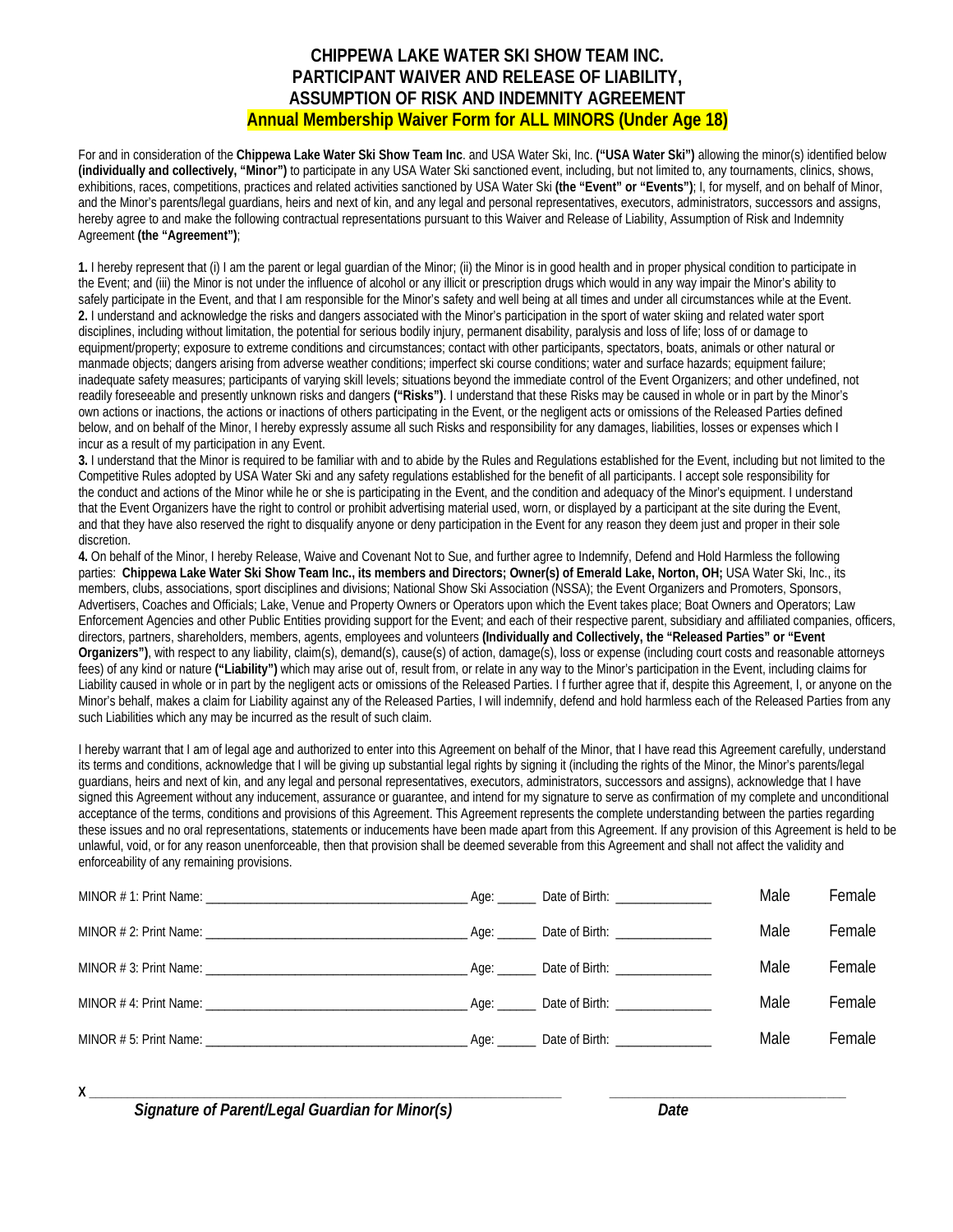# CHIPPEWA LAKE WATER SKI SHOW TEAM INC.
# PARTICIPANT WAIVER AND RELEASE OF LIABILITY, ASSUMPTION OF RISK AND INDEMNITY AGREEMENT
## Annual Membership Waiver Form for ALL MINORS (Under Age 18)

For and in consideration of the **Chippewa Lake Water Ski Show Team Inc**. and USA Water Ski, Inc. **("USA Water Ski")** allowing the minor(s) identified below **(individually and collectively, "Minor")** to participate in any USA Water Ski sanctioned event, including, but not limited to, any tournaments, clinics, shows, exhibitions, races, competitions, practices and related activities sanctioned by USA Water Ski **(the "Event" or "Events")**; I, for myself, and on behalf of Minor, and the Minor's parents/legal guardians, heirs and next of kin, and any legal and personal representatives, executors, administrators, successors and assigns, hereby agree to and make the following contractual representations pursuant to this Waiver and Release of Liability, Assumption of Risk and Indemnity Agreement **(the "Agreement")**;

**1.** I hereby represent that (i) I am the parent or legal guardian of the Minor; (ii) the Minor is in good health and in proper physical condition to participate in the Event; and (iii) the Minor is not under the influence of alcohol or any illicit or prescription drugs which would in any way impair the Minor's ability to safely participate in the Event, and that I am responsible for the Minor's safety and well being at all times and under all circumstances while at the Event.
**2.** I understand and acknowledge the risks and dangers associated with the Minor's participation in the sport of water skiing and related water sport disciplines, including without limitation, the potential for serious bodily injury, permanent disability, paralysis and loss of life; loss of or damage to equipment/property; exposure to extreme conditions and circumstances; contact with other participants, spectators, boats, animals or other natural or manmade objects; dangers arising from adverse weather conditions; imperfect ski course conditions; water and surface hazards; equipment failure; inadequate safety measures; participants of varying skill levels; situations beyond the immediate control of the Event Organizers; and other undefined, not readily foreseeable and presently unknown risks and dangers **("Risks")**. I understand that these Risks may be caused in whole or in part by the Minor's own actions or inactions, the actions or inactions of others participating in the Event, or the negligent acts or omissions of the Released Parties defined below, and on behalf of the Minor, I hereby expressly assume all such Risks and responsibility for any damages, liabilities, losses or expenses which I incur as a result of my participation in any Event.
**3.** I understand that the Minor is required to be familiar with and to abide by the Rules and Regulations established for the Event, including but not limited to the Competitive Rules adopted by USA Water Ski and any safety regulations established for the benefit of all participants. I accept sole responsibility for the conduct and actions of the Minor while he or she is participating in the Event, and the condition and adequacy of the Minor's equipment. I understand that the Event Organizers have the right to control or prohibit advertising material used, worn, or displayed by a participant at the site during the Event, and that they have also reserved the right to disqualify anyone or deny participation in the Event for any reason they deem just and proper in their sole discretion.
**4.** On behalf of the Minor, I hereby Release, Waive and Covenant Not to Sue, and further agree to Indemnify, Defend and Hold Harmless the following parties: **Chippewa Lake Water Ski Show Team Inc., its members and Directors; Owner(s) of Emerald Lake, Norton, OH;** USA Water Ski, Inc., its members, clubs, associations, sport disciplines and divisions; National Show Ski Association (NSSA); the Event Organizers and Promoters, Sponsors, Advertisers, Coaches and Officials; Lake, Venue and Property Owners or Operators upon which the Event takes place; Boat Owners and Operators; Law Enforcement Agencies and other Public Entities providing support for the Event; and each of their respective parent, subsidiary and affiliated companies, officers, directors, partners, shareholders, members, agents, employees and volunteers **(Individually and Collectively, the "Released Parties" or "Event Organizers")**, with respect to any liability, claim(s), demand(s), cause(s) of action, damage(s), loss or expense (including court costs and reasonable attorneys fees) of any kind or nature **("Liability")** which may arise out of, result from, or relate in any way to the Minor's participation in the Event, including claims for Liability caused in whole or in part by the negligent acts or omissions of the Released Parties. I f further agree that if, despite this Agreement, I, or anyone on the Minor's behalf, makes a claim for Liability against any of the Released Parties, I will indemnify, defend and hold harmless each of the Released Parties from any such Liabilities which any may be incurred as the result of such claim.

I hereby warrant that I am of legal age and authorized to enter into this Agreement on behalf of the Minor, that I have read this Agreement carefully, understand its terms and conditions, acknowledge that I will be giving up substantial legal rights by signing it (including the rights of the Minor, the Minor's parents/legal guardians, heirs and next of kin, and any legal and personal representatives, executors, administrators, successors and assigns), acknowledge that I have signed this Agreement without any inducement, assurance or guarantee, and intend for my signature to serve as confirmation of my complete and unconditional acceptance of the terms, conditions and provisions of this Agreement. This Agreement represents the complete understanding between the parties regarding these issues and no oral representations, statements or inducements have been made apart from this Agreement. If any provision of this Agreement is held to be unlawful, void, or for any reason unenforceable, then that provision shall be deemed severable from this Agreement and shall not affect the validity and enforceability of any remaining provisions.

MINOR # 1: Print Name: ______________________________ Age: ______ Date of Birth: ______________ Male Female

MINOR # 2: Print Name: ______________________________ Age: ______ Date of Birth: ______________ Male Female

MINOR # 3: Print Name: ______________________________ Age: ______ Date of Birth: ______________ Male Female

MINOR # 4: Print Name: ______________________________ Age: ______ Date of Birth: ______________ Male Female

MINOR # 5: Print Name: ______________________________ Age: ______ Date of Birth: ______________ Male Female

X ________________________________________________ ______________________

***Signature of Parent/Legal Guardian for Minor(s)*** ***Date***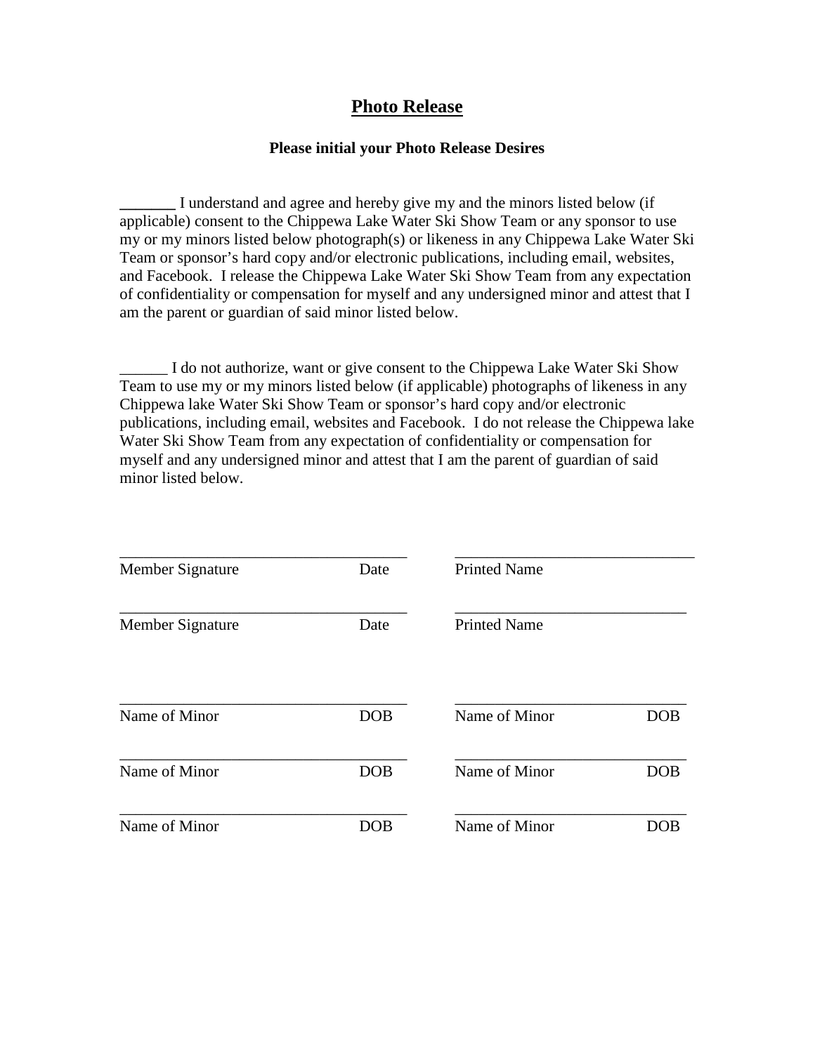# **Photo Release**

**Please initial your Photo Release Desires**

_______ I understand and agree and hereby give my and the minors listed below (if applicable) consent to the Chippewa Lake Water Ski Show Team or any sponsor to use my or my minors listed below photograph(s) or likeness in any Chippewa Lake Water Ski Team or sponsor's hard copy and/or electronic publications, including email, websites, and Facebook. I release the Chippewa Lake Water Ski Show Team from any expectation of confidentiality or compensation for myself and any undersigned minor and attest that I am the parent or guardian of said minor listed below.

______ I do not authorize, want or give consent to the Chippewa Lake Water Ski Show Team to use my or my minors listed below (if applicable) photographs of likeness in any Chippewa lake Water Ski Show Team or sponsor's hard copy and/or electronic publications, including email, websites and Facebook. I do not release the Chippewa lake Water Ski Show Team from any expectation of confidentiality or compensation for myself and any undersigned minor and attest that I am the parent of guardian of said minor listed below.

___________________________________ ______________________________
Member Signature Date Printed Name

___________________________________ ______________________________
Member Signature Date Printed Name

___________________________________ ______________________________
Name of Minor DOB Name of Minor DOB

___________________________________ ______________________________
Name of Minor DOB Name of Minor DOB

___________________________________ ______________________________
Name of Minor DOB Name of Minor DOB